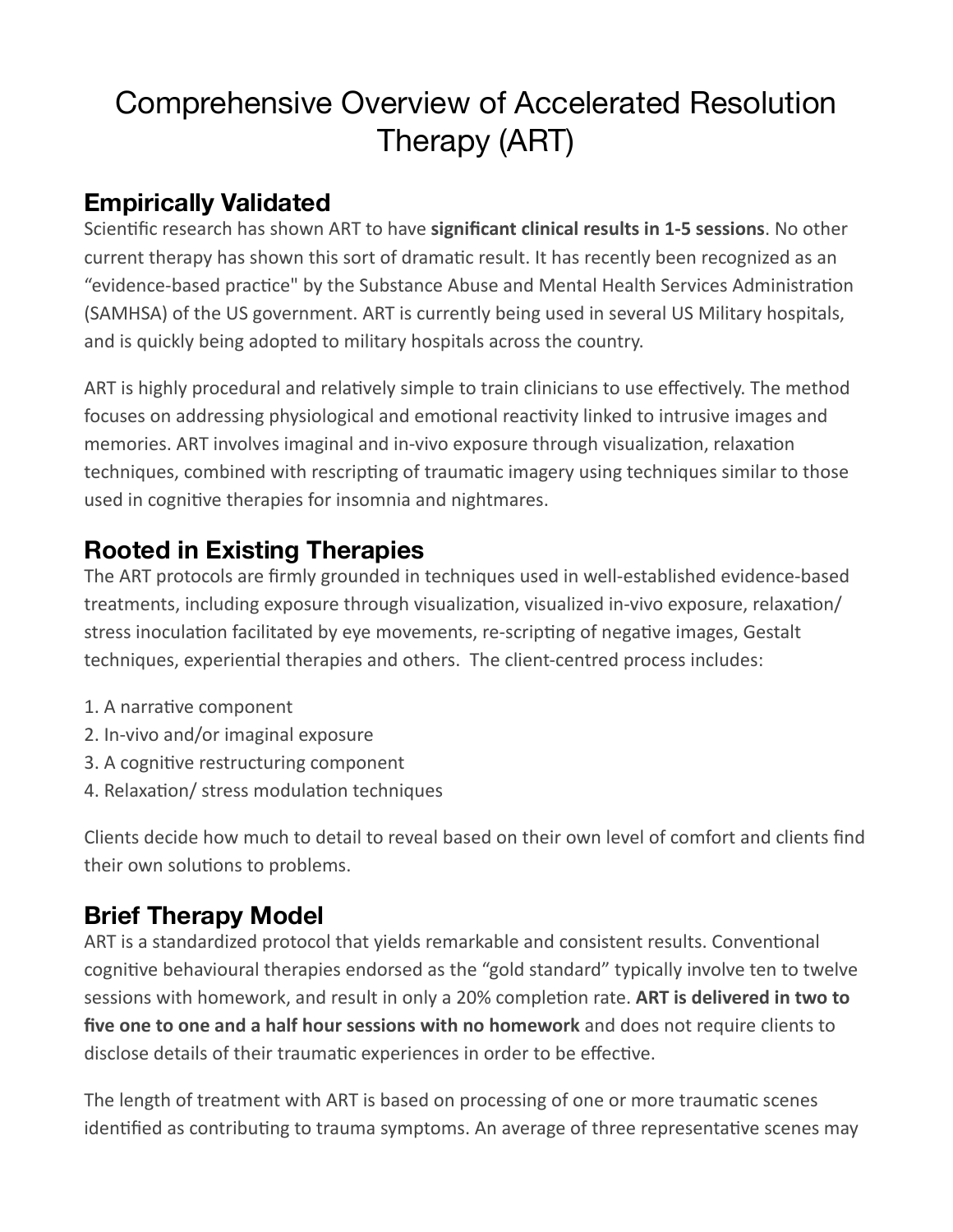# Comprehensive Overview of Accelerated Resolution Therapy (ART)

## Empirically Validated

Scientific research has shown ART to have **significant clinical results in 1-5 sessions**. No other current therapy has shown this sort of dramatic result. It has recently been recognized as an "evidence-based practice" by the Substance Abuse and Mental Health Services Administration (SAMHSA) of the US government. ART is currently being used in several US Military hospitals, and is quickly being adopted to military hospitals across the country.

ART is highly procedural and relatively simple to train clinicians to use effectively. The method focuses on addressing physiological and emotional reactivity linked to intrusive images and memories. ART involves imaginal and in-vivo exposure through visualization, relaxation techniques, combined with rescripting of traumatic imagery using techniques similar to those used in cognitive therapies for insomnia and nightmares.

## Rooted in Existing Therapies

The ART protocols are firmly grounded in techniques used in well-established evidence-based treatments, including exposure through visualization, visualized in-vivo exposure, relaxation/ stress inoculation facilitated by eye movements, re-scripting of negative images, Gestalt techniques, experiential therapies and others. The client-centred process includes:

1. A narrative component
2. In-vivo and/or imaginal exposure
3. A cognitive restructuring component
4. Relaxation/ stress modulation techniques

Clients decide how much to detail to reveal based on their own level of comfort and clients find their own solutions to problems.

## Brief Therapy Model

ART is a standardized protocol that yields remarkable and consistent results. Conventional cognitive behavioural therapies endorsed as the "gold standard" typically involve ten to twelve sessions with homework, and result in only a 20% completion rate. **ART is delivered in two to five one to one and a half hour sessions with no homework** and does not require clients to disclose details of their traumatic experiences in order to be effective.

The length of treatment with ART is based on processing of one or more traumatic scenes identified as contributing to trauma symptoms. An average of three representative scenes may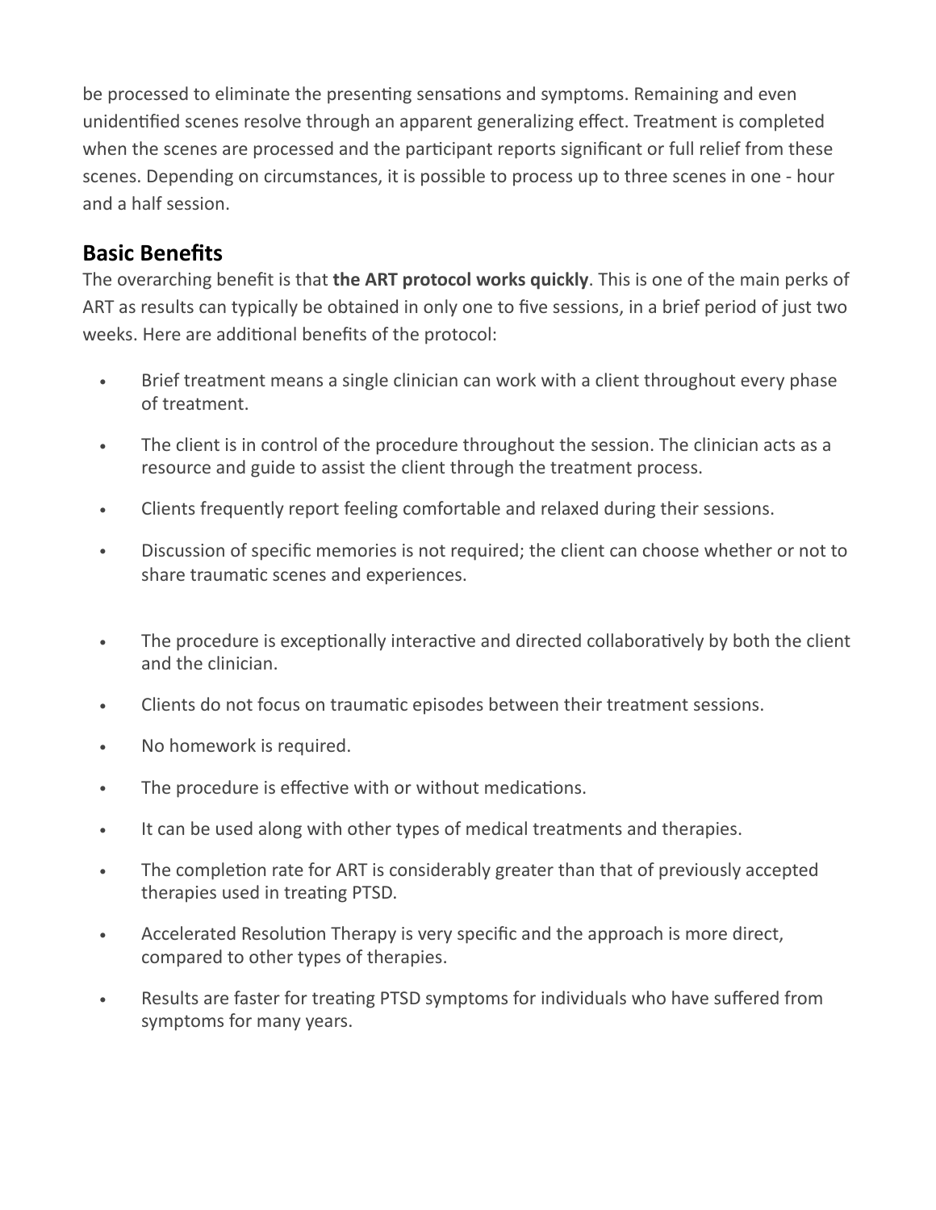be processed to eliminate the presenting sensations and symptoms. Remaining and even unidentified scenes resolve through an apparent generalizing effect. Treatment is completed when the scenes are processed and the participant reports significant or full relief from these scenes. Depending on circumstances, it is possible to process up to three scenes in one - hour and a half session.

## Basic Benefits

The overarching benefit is that **the ART protocol works quickly**. This is one of the main perks of ART as results can typically be obtained in only one to five sessions, in a brief period of just two weeks. Here are additional benefits of the protocol:

- Brief treatment means a single clinician can work with a client throughout every phase of treatment.
- The client is in control of the procedure throughout the session. The clinician acts as a resource and guide to assist the client through the treatment process.
- Clients frequently report feeling comfortable and relaxed during their sessions.
- Discussion of specific memories is not required; the client can choose whether or not to share traumatic scenes and experiences.
- The procedure is exceptionally interactive and directed collaboratively by both the client and the clinician.
- Clients do not focus on traumatic episodes between their treatment sessions.
- No homework is required.
- The procedure is effective with or without medications.
- It can be used along with other types of medical treatments and therapies.
- The completion rate for ART is considerably greater than that of previously accepted therapies used in treating PTSD.
- Accelerated Resolution Therapy is very specific and the approach is more direct, compared to other types of therapies.
- Results are faster for treating PTSD symptoms for individuals who have suffered from symptoms for many years.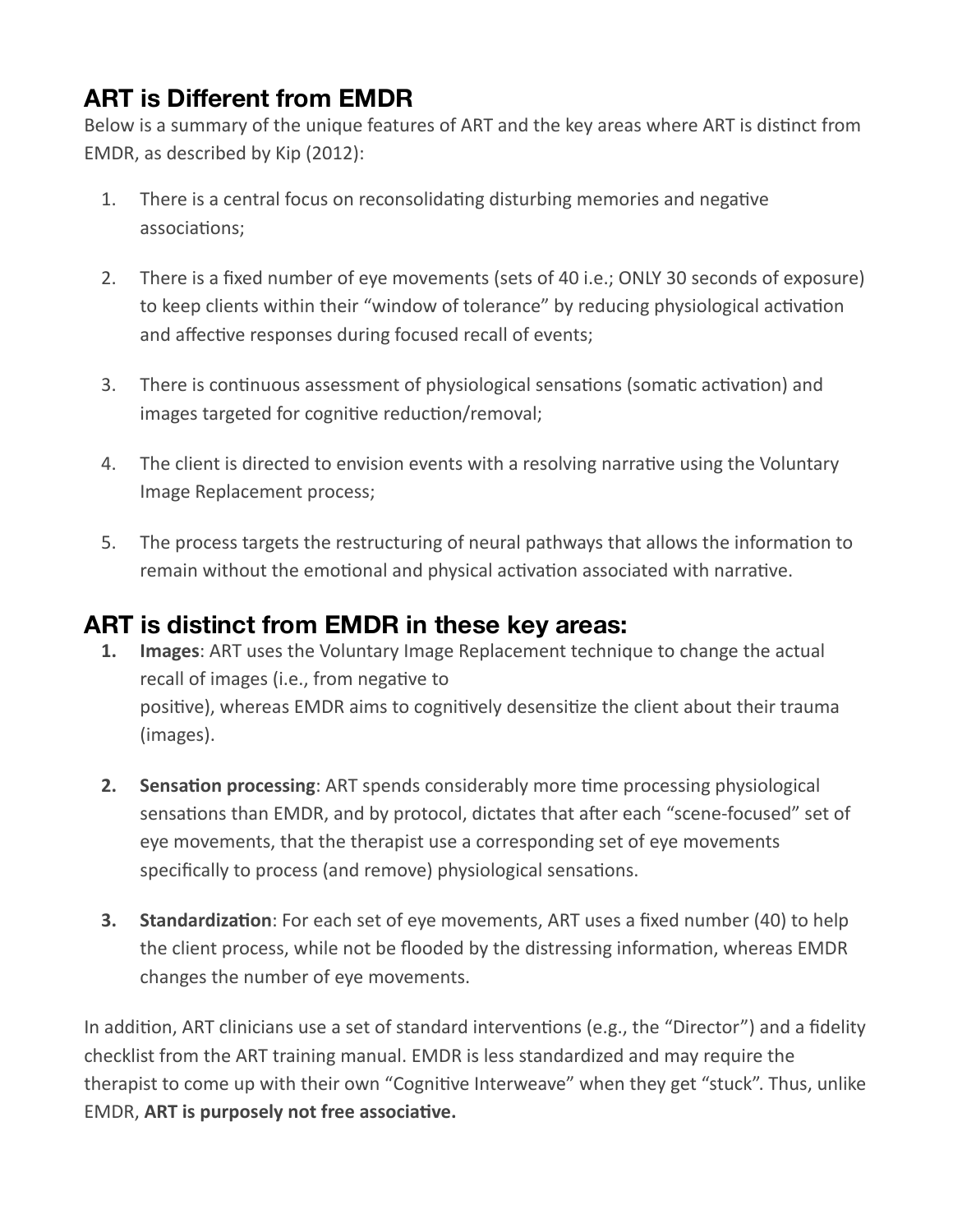## ART is Different from EMDR

Below is a summary of the unique features of ART and the key areas where ART is distinct from EMDR, as described by Kip (2012):

1. There is a central focus on reconsolidating disturbing memories and negative associations;

2. There is a fixed number of eye movements (sets of 40 i.e.; ONLY 30 seconds of exposure) to keep clients within their "window of tolerance" by reducing physiological activation and affective responses during focused recall of events;

3. There is continuous assessment of physiological sensations (somatic activation) and images targeted for cognitive reduction/removal;

4. The client is directed to envision events with a resolving narrative using the Voluntary Image Replacement process;

5. The process targets the restructuring of neural pathways that allows the information to remain without the emotional and physical activation associated with narrative.

## ART is distinct from EMDR in these key areas:

1. **Images**: ART uses the Voluntary Image Replacement technique to change the actual recall of images (i.e., from negative to positive), whereas EMDR aims to cognitively desensitize the client about their trauma (images).

2. **Sensation processing**: ART spends considerably more time processing physiological sensations than EMDR, and by protocol, dictates that after each "scene-focused" set of eye movements, that the therapist use a corresponding set of eye movements specifically to process (and remove) physiological sensations.

3. **Standardization**: For each set of eye movements, ART uses a fixed number (40) to help the client process, while not be flooded by the distressing information, whereas EMDR changes the number of eye movements.

In addition, ART clinicians use a set of standard interventions (e.g., the "Director") and a fidelity checklist from the ART training manual. EMDR is less standardized and may require the therapist to come up with their own "Cognitive Interweave" when they get "stuck". Thus, unlike EMDR, **ART is purposely not free associative.**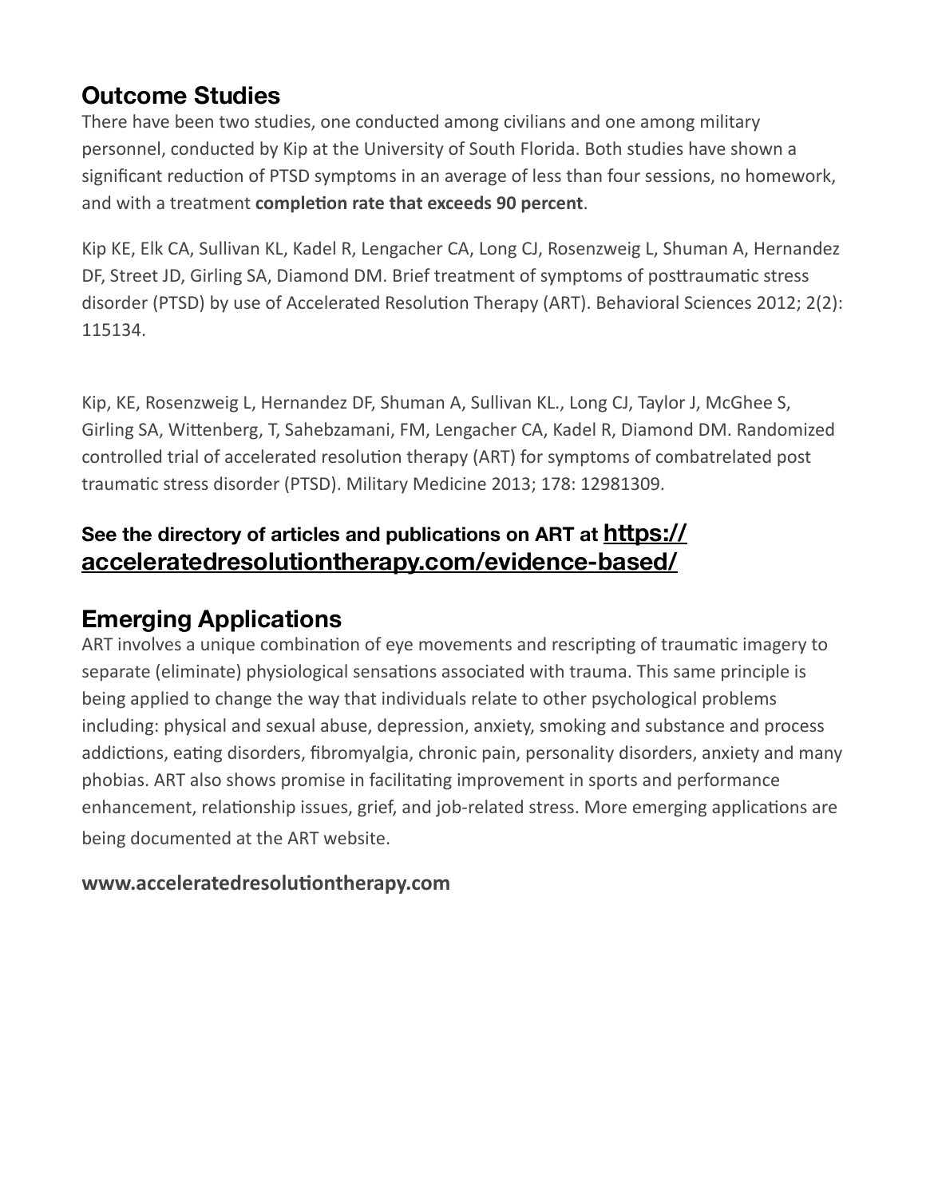## Outcome Studies

There have been two studies, one conducted among civilians and one among military personnel, conducted by Kip at the University of South Florida. Both studies have shown a significant reduction of PTSD symptoms in an average of less than four sessions, no homework, and with a treatment **completion rate that exceeds 90 percent**.

Kip KE, Elk CA, Sullivan KL, Kadel R, Lengacher CA, Long CJ, Rosenzweig L, Shuman A, Hernandez DF, Street JD, Girling SA, Diamond DM. Brief treatment of symptoms of posttraumatic stress disorder (PTSD) by use of Accelerated Resolution Therapy (ART). Behavioral Sciences 2012; 2(2): 115134.

Kip, KE, Rosenzweig L, Hernandez DF, Shuman A, Sullivan KL., Long CJ, Taylor J, McGhee S, Girling SA, Wittenberg, T, Sahebzamani, FM, Lengacher CA, Kadel R, Diamond DM. Randomized controlled trial of accelerated resolution therapy (ART) for symptoms of combatrelated post traumatic stress disorder (PTSD). Military Medicine 2013; 178: 12981309.

### See the directory of articles and publications on ART at [https://acceleratedresolutiontherapy.com/evidence-based/](https://acceleratedresolutiontherapy.com/evidence-based/)

## Emerging Applications

ART involves a unique combination of eye movements and rescripting of traumatic imagery to separate (eliminate) physiological sensations associated with trauma. This same principle is being applied to change the way that individuals relate to other psychological problems including: physical and sexual abuse, depression, anxiety, smoking and substance and process addictions, eating disorders, fibromyalgia, chronic pain, personality disorders, anxiety and many phobias. ART also shows promise in facilitating improvement in sports and performance enhancement, relationship issues, grief, and job-related stress. More emerging applications are being documented at the ART website.

**www.acceleratedresolutiontherapy.com**